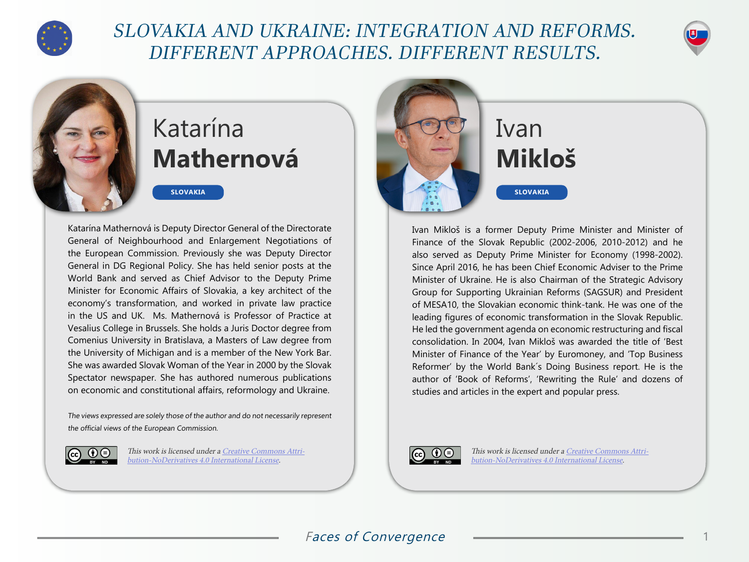# SLOVAKIA AND UKRAINE: INTEGRATION AND REFORMS. DIFFERENT APPROACHES. DIFFERENT RESULTS.

## Katarína **Mathernová**

SLOVAKIA

Katarína Mathernová is Deputy Director General of the Directorate General of Neighbourhood and Enlargement Negotiations of the European Commission. Previously she was Deputy Director General in DG Regional Policy. She has held senior posts at the World Bank and served as Chief Advisor to the Deputy Prime Minister for Economic Affairs of Slovakia, a key architect of the economy's transformation, and worked in private law practice in the US and UK. Ms. Mathernová is Professor of Practice at Vesalius College in Brussels. She holds a Juris Doctor degree from Comenius University in Bratislava, a Masters of Law degree from the University of Michigan and is a member of the New York Bar. She was awarded Slovak Woman of the Year in 2000 by the Slovak Spectator newspaper. She has authored numerous publications on economic and constitutional affairs, reformology and Ukraine.

*The views expressed are solely those of the author and do not necessarily represent the official views of the European Commission.*

*This work is licensed under a [Creative Commons Attribution-NoDerivatives 4.0 International License](https://creativecommons.org/licenses/by-nd/4.0/).*

## Ivan **Mikloš**

SLOVAKIA

Ivan Mikloš is a former Deputy Prime Minister and Minister of Finance of the Slovak Republic (2002-2006, 2010-2012) and he also served as Deputy Prime Minister for Economy (1998-2002). Since April 2016, he has been Chief Economic Adviser to the Prime Minister of Ukraine. He is also Chairman of the Strategic Advisory Group for Supporting Ukrainian Reforms (SAGSUR) and President of MESA10, the Slovakian economic think-tank. He was one of the leading figures of economic transformation in the Slovak Republic. He led the government agenda on economic restructuring and fiscal consolidation. In 2004, Ivan Mikloš was awarded the title of 'Best Minister of Finance of the Year' by Euromoney, and 'Top Business Reformer' by the World Bank´s Doing Business report. He is the author of 'Book of Reforms', 'Rewriting the Rule' and dozens of studies and articles in the expert and popular press.

*This work is licensed under a [Creative Commons Attribution-NoDerivatives 4.0 International License](https://creativecommons.org/licenses/by-nd/4.0/).*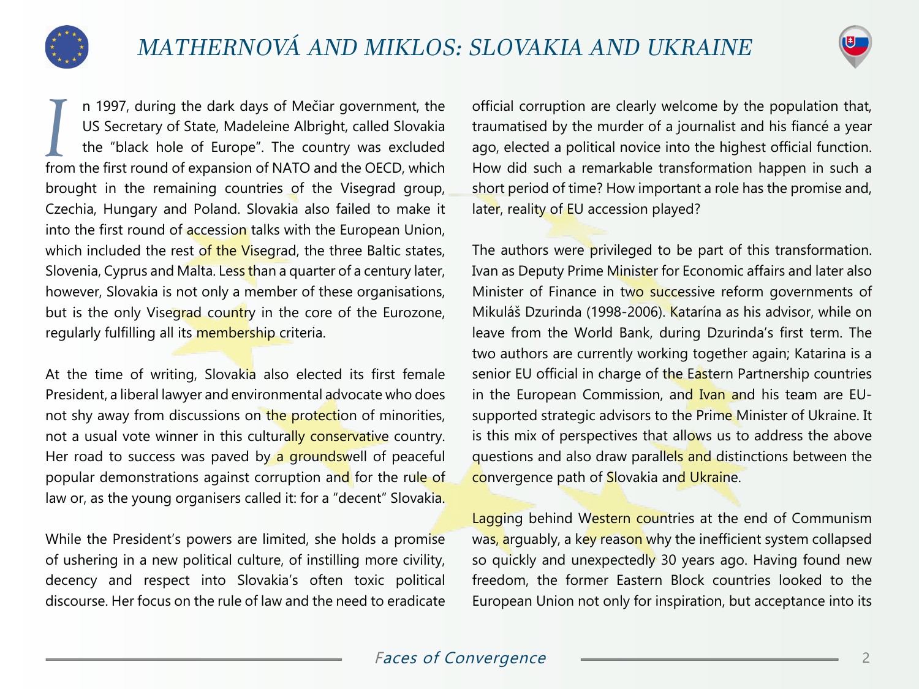# MATHERNOVÁ AND MIKLOS: SLOVAKIA AND UKRAINE

In 1997, during the dark days of Mečiar government, the US Secretary of State, Madeleine Albright, called Slovakia the "black hole of Europe". The country was excluded from the first round of expansion of NATO and the OECD, which brought in the remaining countries of the Visegrad group, Czechia, Hungary and Poland. Slovakia also failed to make it into the first round of accession talks with the European Union, which included the rest of the Visegrad, the three Baltic states, Slovenia, Cyprus and Malta. Less than a quarter of a century later, however, Slovakia is not only a member of these organisations, but is the only Visegrad country in the core of the Eurozone, regularly fulfilling all its membership criteria.

At the time of writing, Slovakia also elected its first female President, a liberal lawyer and environmental advocate who does not shy away from discussions on the protection of minorities, not a usual vote winner in this culturally conservative country. Her road to success was paved by a groundswell of peaceful popular demonstrations against corruption and for the rule of law or, as the young organisers called it: for a "decent" Slovakia.

While the President's powers are limited, she holds a promise of ushering in a new political culture, of instilling more civility, decency and respect into Slovakia's often toxic political discourse. Her focus on the rule of law and the need to eradicate official corruption are clearly welcome by the population that, traumatised by the murder of a journalist and his fiancé a year ago, elected a political novice into the highest official function. How did such a remarkable transformation happen in such a short period of time? How important a role has the promise and, later, reality of EU accession played?

The authors were privileged to be part of this transformation. Ivan as Deputy Prime Minister for Economic affairs and later also Minister of Finance in two successive reform governments of Mikuláš Dzurinda (1998-2006). Katarína as his advisor, while on leave from the World Bank, during Dzurinda's first term. The two authors are currently working together again; Katarina is a senior EU official in charge of the Eastern Partnership countries in the European Commission, and Ivan and his team are EU-supported strategic advisors to the Prime Minister of Ukraine. It is this mix of perspectives that allows us to address the above questions and also draw parallels and distinctions between the convergence path of Slovakia and Ukraine.

Lagging behind Western countries at the end of Communism was, arguably, a key reason why the inefficient system collapsed so quickly and unexpectedly 30 years ago. Having found new freedom, the former Eastern Block countries looked to the European Union not only for inspiration, but acceptance into its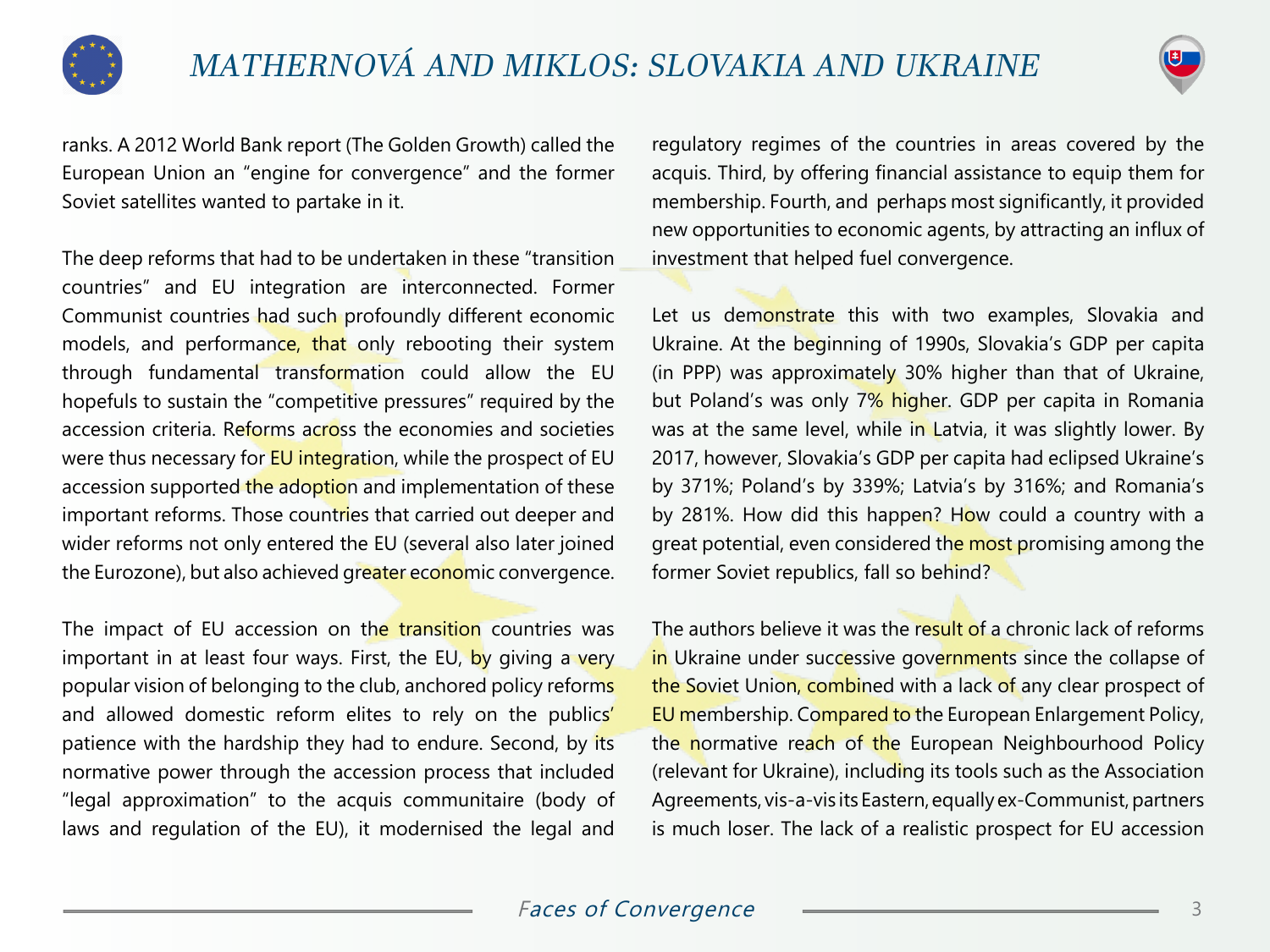ranks. A 2012 World Bank report (The Golden Growth) called the European Union an “engine for convergence” and the former Soviet satellites wanted to partake in it.

The deep reforms that had to be undertaken in these “transition countries” and EU integration are interconnected. Former Communist countries had such profoundly different economic models, and performance, that only rebooting their system through fundamental transformation could allow the EU hopefuls to sustain the “competitive pressures” required by the accession criteria. Reforms across the economies and societies were thus necessary for EU integration, while the prospect of EU accession supported the adoption and implementation of these important reforms. Those countries that carried out deeper and wider reforms not only entered the EU (several also later joined the Eurozone), but also achieved greater economic convergence.

The impact of EU accession on the transition countries was important in at least four ways. First, the EU, by giving a very popular vision of belonging to the club, anchored policy reforms and allowed domestic reform elites to rely on the publics’ patience with the hardship they had to endure. Second, by its normative power through the accession process that included “legal approximation” to the acquis communitaire (body of laws and regulation of the EU), it modernised the legal and regulatory regimes of the countries in areas covered by the acquis. Third, by offering financial assistance to equip them for membership. Fourth, and perhaps most significantly, it provided new opportunities to economic agents, by attracting an influx of investment that helped fuel convergence.

Let us demonstrate this with two examples, Slovakia and Ukraine. At the beginning of 1990s, Slovakia’s GDP per capita (in PPP) was approximately 30% higher than that of Ukraine, but Poland’s was only 7% higher. GDP per capita in Romania was at the same level, while in Latvia, it was slightly lower. By 2017, however, Slovakia’s GDP per capita had eclipsed Ukraine’s by 371%; Poland’s by 339%; Latvia’s by 316%; and Romania’s by 281%. How did this happen? How could a country with a great potential, even considered the most promising among the former Soviet republics, fall so behind?

The authors believe it was the result of a chronic lack of reforms in Ukraine under successive governments since the collapse of the Soviet Union, combined with a lack of any clear prospect of EU membership. Compared to the European Enlargement Policy, the normative reach of the European Neighbourhood Policy (relevant for Ukraine), including its tools such as the Association Agreements, vis-a-vis its Eastern, equally ex-Communist, partners is much loser. The lack of a realistic prospect for EU accession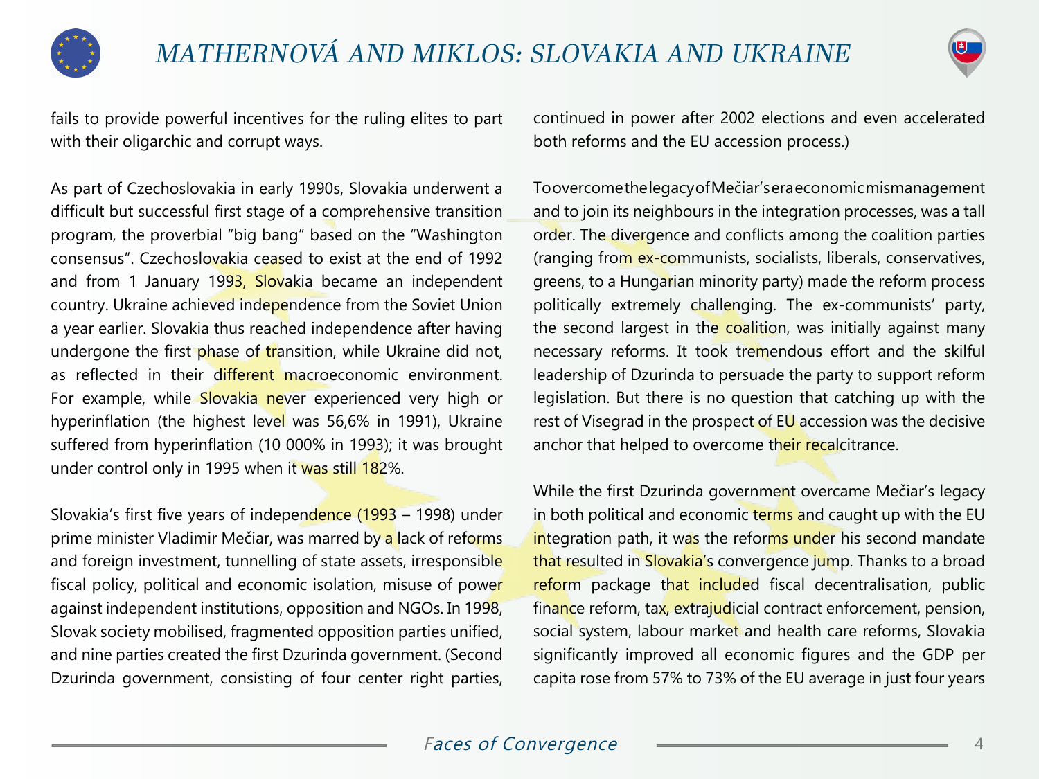fails to provide powerful incentives for the ruling elites to part with their oligarchic and corrupt ways.

As part of Czechoslovakia in early 1990s, Slovakia underwent a difficult but successful first stage of a comprehensive transition program, the proverbial "big bang" based on the "Washington consensus". Czechoslovakia ceased to exist at the end of 1992 and from 1 January 1993, Slovakia became an independent country. Ukraine achieved independence from the Soviet Union a year earlier. Slovakia thus reached independence after having undergone the first phase of transition, while Ukraine did not, as reflected in their different macroeconomic environment. For example, while Slovakia never experienced very high or hyperinflation (the highest level was 56,6% in 1991), Ukraine suffered from hyperinflation (10 000% in 1993); it was brought under control only in 1995 when it was still 182%.

Slovakia's first five years of independence (1993 – 1998) under prime minister Vladimir Mečiar, was marred by a lack of reforms and foreign investment, tunnelling of state assets, irresponsible fiscal policy, political and economic isolation, misuse of power against independent institutions, opposition and NGOs. In 1998, Slovak society mobilised, fragmented opposition parties unified, and nine parties created the first Dzurinda government. (Second Dzurinda government, consisting of four center right parties, continued in power after 2002 elections and even accelerated both reforms and the EU accession process.)

To overcome the legacy of Mečiar's era economic mismanagement and to join its neighbours in the integration processes, was a tall order. The divergence and conflicts among the coalition parties (ranging from ex-communists, socialists, liberals, conservatives, greens, to a Hungarian minority party) made the reform process politically extremely challenging. The ex-communists' party, the second largest in the coalition, was initially against many necessary reforms. It took tremendous effort and the skilful leadership of Dzurinda to persuade the party to support reform legislation. But there is no question that catching up with the rest of Visegrad in the prospect of EU accession was the decisive anchor that helped to overcome their recalcitrance.

While the first Dzurinda government overcame Mečiar's legacy in both political and economic terms and caught up with the EU integration path, it was the reforms under his second mandate that resulted in Slovakia's convergence jump. Thanks to a broad reform package that included fiscal decentralisation, public finance reform, tax, extrajudicial contract enforcement, pension, social system, labour market and health care reforms, Slovakia significantly improved all economic figures and the GDP per capita rose from 57% to 73% of the EU average in just four years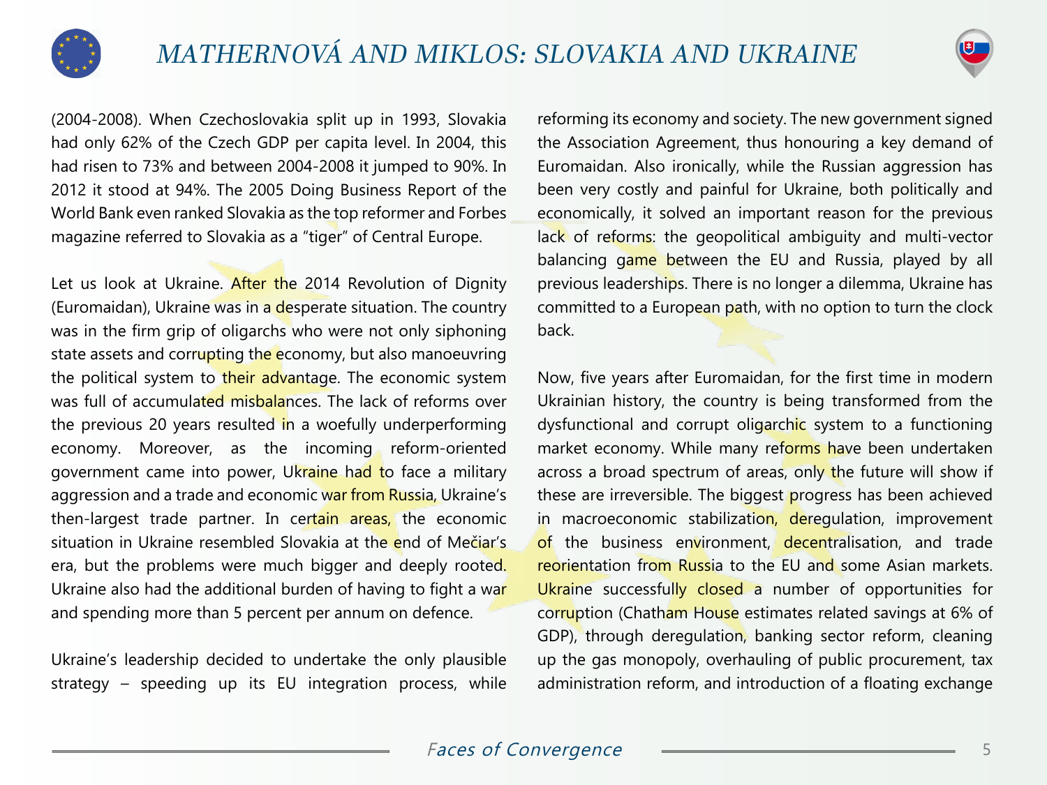(2004-2008). When Czechoslovakia split up in 1993, Slovakia had only 62% of the Czech GDP per capita level. In 2004, this had risen to 73% and between 2004-2008 it jumped to 90%. In 2012 it stood at 94%. The 2005 Doing Business Report of the World Bank even ranked Slovakia as the top reformer and Forbes magazine referred to Slovakia as a "tiger" of Central Europe.

Let us look at Ukraine. After the 2014 Revolution of Dignity (Euromaidan), Ukraine was in a desperate situation. The country was in the firm grip of oligarchs who were not only siphoning state assets and corrupting the economy, but also manoeuvring the political system to their advantage. The economic system was full of accumulated misbalances. The lack of reforms over the previous 20 years resulted in a woefully underperforming economy. Moreover, as the incoming reform-oriented government came into power, Ukraine had to face a military aggression and a trade and economic war from Russia, Ukraine's then-largest trade partner. In certain areas, the economic situation in Ukraine resembled Slovakia at the end of Mečiar's era, but the problems were much bigger and deeply rooted. Ukraine also had the additional burden of having to fight a war and spending more than 5 percent per annum on defence.

Ukraine's leadership decided to undertake the only plausible strategy – speeding up its EU integration process, while reforming its economy and society. The new government signed the Association Agreement, thus honouring a key demand of Euromaidan. Also ironically, while the Russian aggression has been very costly and painful for Ukraine, both politically and economically, it solved an important reason for the previous lack of reforms: the geopolitical ambiguity and multi-vector balancing game between the EU and Russia, played by all previous leaderships. There is no longer a dilemma, Ukraine has committed to a European path, with no option to turn the clock back.

Now, five years after Euromaidan, for the first time in modern Ukrainian history, the country is being transformed from the dysfunctional and corrupt oligarchic system to a functioning market economy. While many reforms have been undertaken across a broad spectrum of areas, only the future will show if these are irreversible. The biggest progress has been achieved in macroeconomic stabilization, deregulation, improvement of the business environment, decentralisation, and trade reorientation from Russia to the EU and some Asian markets. Ukraine successfully closed a number of opportunities for corruption (Chatham House estimates related savings at 6% of GDP), through deregulation, banking sector reform, cleaning up the gas monopoly, overhauling of public procurement, tax administration reform, and introduction of a floating exchange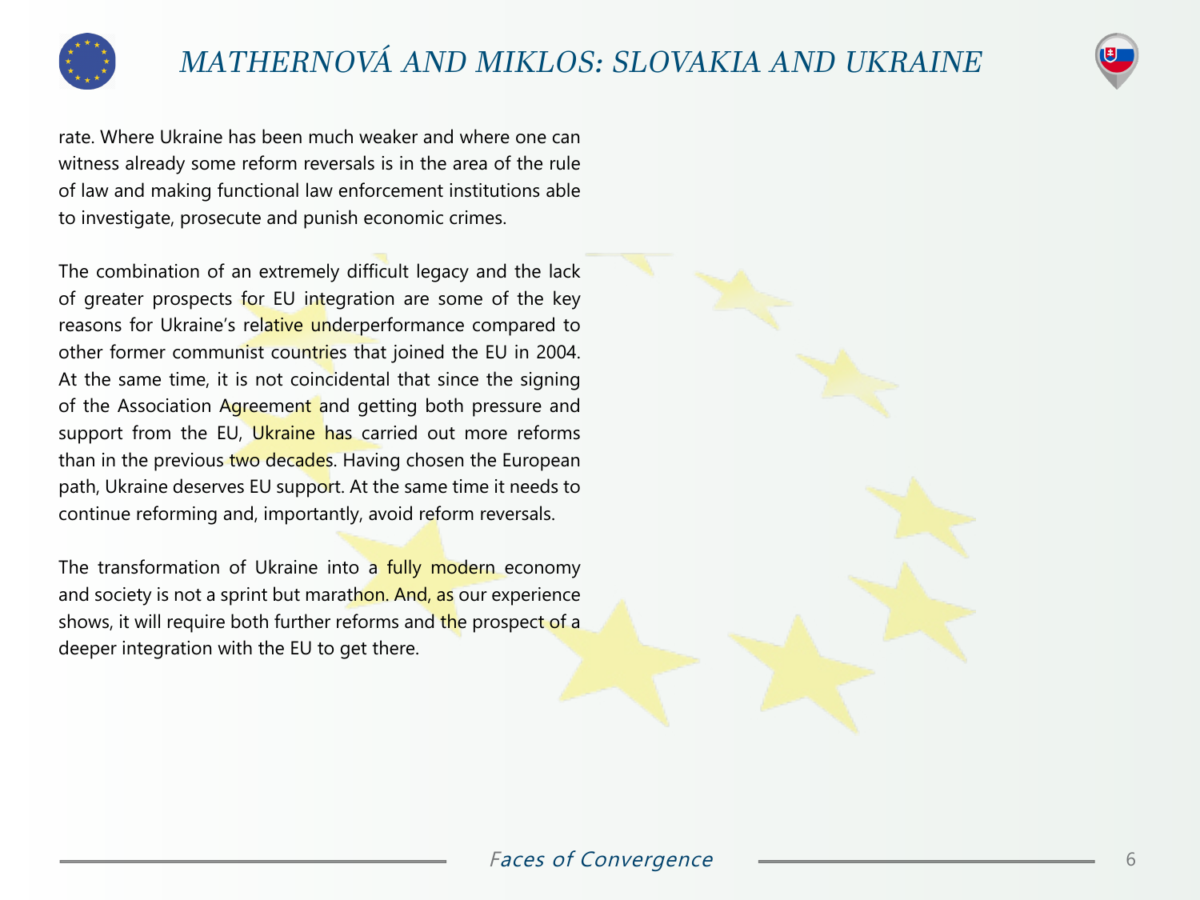rate. Where Ukraine has been much weaker and where one can witness already some reform reversals is in the area of the rule of law and making functional law enforcement institutions able to investigate, prosecute and punish economic crimes.

The combination of an extremely difficult legacy and the lack of greater prospects for EU integration are some of the key reasons for Ukraine's relative underperformance compared to other former communist countries that joined the EU in 2004. At the same time, it is not coincidental that since the signing of the Association Agreement and getting both pressure and support from the EU, Ukraine has carried out more reforms than in the previous two decades. Having chosen the European path, Ukraine deserves EU support. At the same time it needs to continue reforming and, importantly, avoid reform reversals.

The transformation of Ukraine into a fully modern economy and society is not a sprint but marathon. And, as our experience shows, it will require both further reforms and the prospect of a deeper integration with the EU to get there.